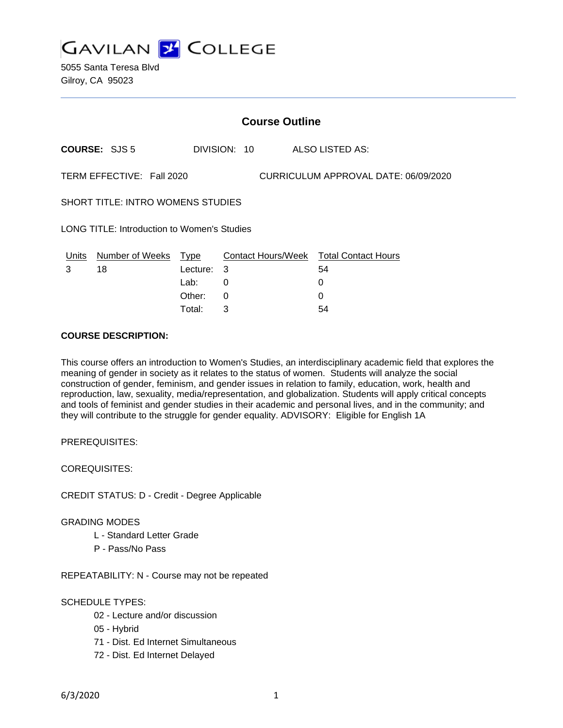# GAVILAN COLLEGE

5055 Santa Teresa Blvd
Gilroy, CA 95023

## Course Outline

**COURSE:** SJS 5 DIVISION: 10 ALSO LISTED AS:

TERM EFFECTIVE: Fall 2020 CURRICULUM APPROVAL DATE: 06/09/2020

SHORT TITLE: INTRO WOMENS STUDIES

LONG TITLE: Introduction to Women's Studies

| Units | Number of Weeks | Type | Contact Hours/Week | Total Contact Hours |
|---|---|---|---|---|
| 3 | 18 | Lecture: | 3 | 54 |
| | | Lab: | 0 | 0 |
| | | Other: | 0 | 0 |
| | | Total: | 3 | 54 |

**COURSE DESCRIPTION:**

This course offers an introduction to Women's Studies, an interdisciplinary academic field that explores the meaning of gender in society as it relates to the status of women. Students will analyze the social construction of gender, feminism, and gender issues in relation to family, education, work, health and reproduction, law, sexuality, media/representation, and globalization. Students will apply critical concepts and tools of feminist and gender studies in their academic and personal lives, and in the community; and they will contribute to the struggle for gender equality. ADVISORY: Eligible for English 1A

PREREQUISITES:

COREQUISITES:

CREDIT STATUS: D - Credit - Degree Applicable

GRADING MODES

- L - Standard Letter Grade
- P - Pass/No Pass

REPEATABILITY: N - Course may not be repeated

SCHEDULE TYPES:

- 02 - Lecture and/or discussion
- 05 - Hybrid
- 71 - Dist. Ed Internet Simultaneous
- 72 - Dist. Ed Internet Delayed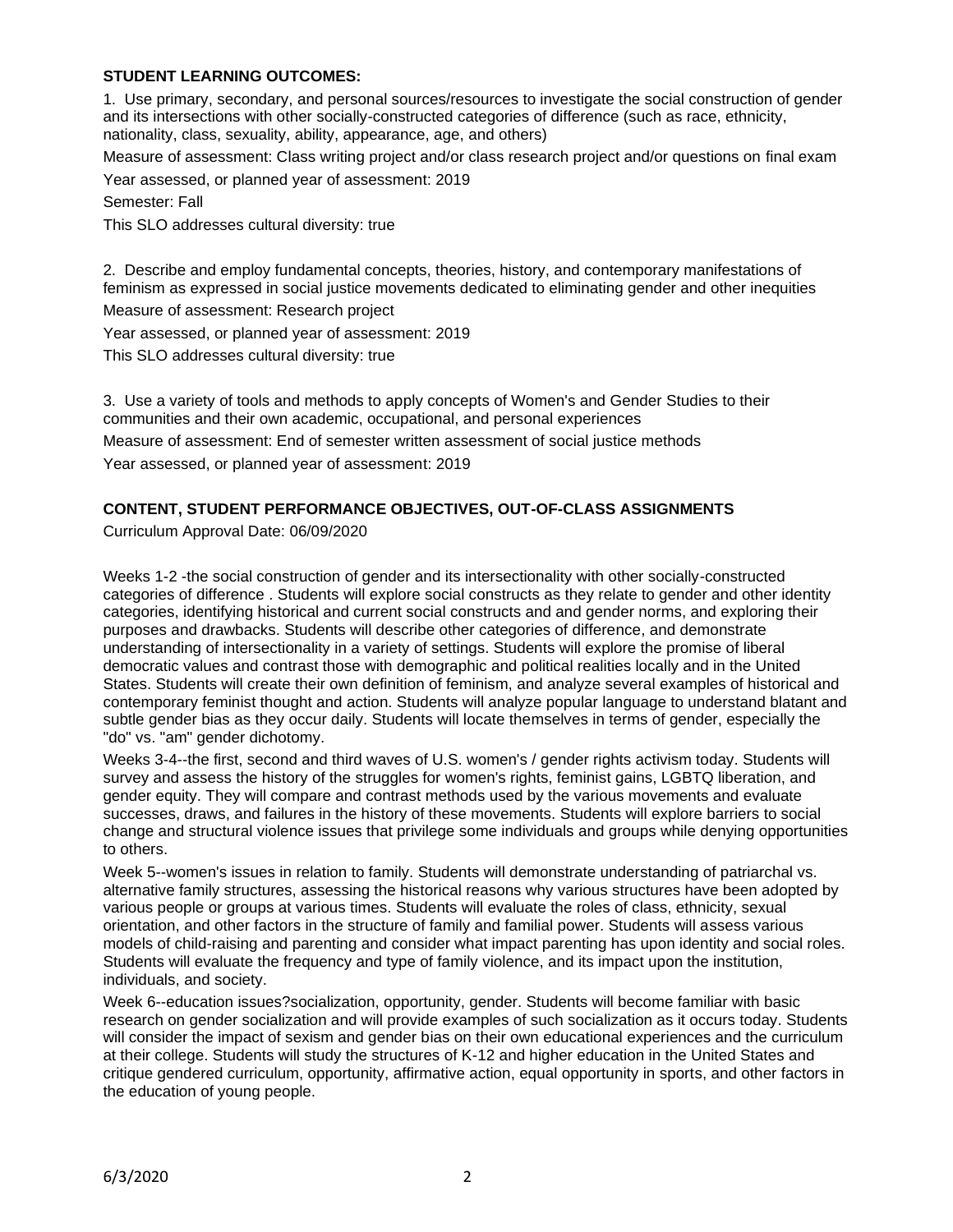**STUDENT LEARNING OUTCOMES:**

1. Use primary, secondary, and personal sources/resources to investigate the social construction of gender and its intersections with other socially-constructed categories of difference (such as race, ethnicity, nationality, class, sexuality, ability, appearance, age, and others)

Measure of assessment: Class writing project and/or class research project and/or questions on final exam

Year assessed, or planned year of assessment: 2019

Semester: Fall

This SLO addresses cultural diversity: true

2. Describe and employ fundamental concepts, theories, history, and contemporary manifestations of feminism as expressed in social justice movements dedicated to eliminating gender and other inequities

Measure of assessment: Research project

Year assessed, or planned year of assessment: 2019

This SLO addresses cultural diversity: true

3. Use a variety of tools and methods to apply concepts of Women's and Gender Studies to their communities and their own academic, occupational, and personal experiences

Measure of assessment: End of semester written assessment of social justice methods

Year assessed, or planned year of assessment: 2019

**CONTENT, STUDENT PERFORMANCE OBJECTIVES, OUT-OF-CLASS ASSIGNMENTS**

Curriculum Approval Date: 06/09/2020

Weeks 1-2 -the social construction of gender and its intersectionality with other socially-constructed categories of difference . Students will explore social constructs as they relate to gender and other identity categories, identifying historical and current social constructs and and gender norms, and exploring their purposes and drawbacks. Students will describe other categories of difference, and demonstrate understanding of intersectionality in a variety of settings. Students will explore the promise of liberal democratic values and contrast those with demographic and political realities locally and in the United States. Students will create their own definition of feminism, and analyze several examples of historical and contemporary feminist thought and action. Students will analyze popular language to understand blatant and subtle gender bias as they occur daily. Students will locate themselves in terms of gender, especially the "do" vs. "am" gender dichotomy.

Weeks 3-4--the first, second and third waves of U.S. women's / gender rights activism today. Students will survey and assess the history of the struggles for women's rights, feminist gains, LGBTQ liberation, and gender equity. They will compare and contrast methods used by the various movements and evaluate successes, draws, and failures in the history of these movements. Students will explore barriers to social change and structural violence issues that privilege some individuals and groups while denying opportunities to others.

Week 5--women's issues in relation to family. Students will demonstrate understanding of patriarchal vs. alternative family structures, assessing the historical reasons why various structures have been adopted by various people or groups at various times. Students will evaluate the roles of class, ethnicity, sexual orientation, and other factors in the structure of family and familial power. Students will assess various models of child-raising and parenting and consider what impact parenting has upon identity and social roles. Students will evaluate the frequency and type of family violence, and its impact upon the institution, individuals, and society.

Week 6--education issues?socialization, opportunity, gender. Students will become familiar with basic research on gender socialization and will provide examples of such socialization as it occurs today. Students will consider the impact of sexism and gender bias on their own educational experiences and the curriculum at their college. Students will study the structures of K-12 and higher education in the United States and critique gendered curriculum, opportunity, affirmative action, equal opportunity in sports, and other factors in the education of young people.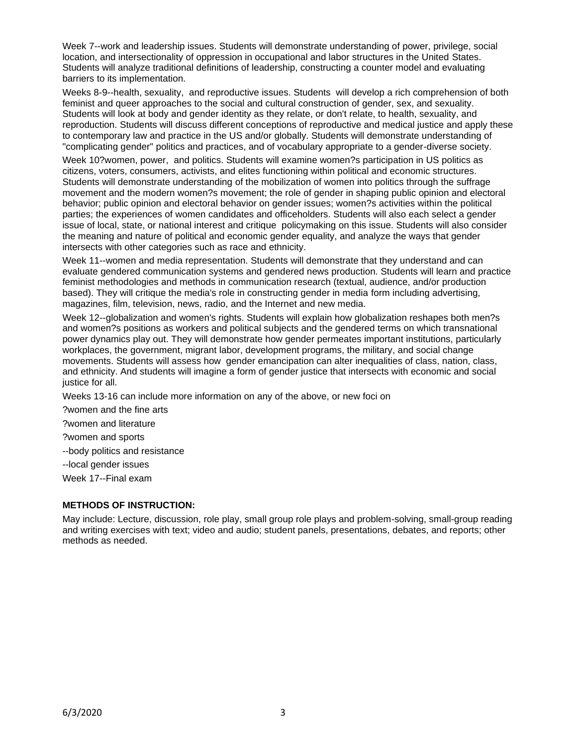Week 7--work and leadership issues. Students will demonstrate understanding of power, privilege, social location, and intersectionality of oppression in occupational and labor structures in the United States. Students will analyze traditional definitions of leadership, constructing a counter model and evaluating barriers to its implementation.

Weeks 8-9--health, sexuality,  and reproductive issues. Students  will develop a rich comprehension of both feminist and queer approaches to the social and cultural construction of gender, sex, and sexuality. Students will look at body and gender identity as they relate, or don't relate, to health, sexuality, and reproduction. Students will discuss different conceptions of reproductive and medical justice and apply these to contemporary law and practice in the US and/or globally. Students will demonstrate understanding of "complicating gender" politics and practices, and of vocabulary appropriate to a gender-diverse society.

Week 10?women, power,  and politics. Students will examine women?s participation in US politics as citizens, voters, consumers, activists, and elites functioning within political and economic structures. Students will demonstrate understanding of the mobilization of women into politics through the suffrage movement and the modern women?s movement; the role of gender in shaping public opinion and electoral behavior; public opinion and electoral behavior on gender issues; women?s activities within the political parties; the experiences of women candidates and officeholders. Students will also each select a gender issue of local, state, or national interest and critique  policymaking on this issue. Students will also consider the meaning and nature of political and economic gender equality, and analyze the ways that gender intersects with other categories such as race and ethnicity.

Week 11--women and media representation. Students will demonstrate that they understand and can evaluate gendered communication systems and gendered news production. Students will learn and practice feminist methodologies and methods in communication research (textual, audience, and/or production based). They will critique the media's role in constructing gender in media form including advertising, magazines, film, television, news, radio, and the Internet and new media.

Week 12--globalization and women's rights. Students will explain how globalization reshapes both men?s and women?s positions as workers and political subjects and the gendered terms on which transnational power dynamics play out. They will demonstrate how gender permeates important institutions, particularly workplaces, the government, migrant labor, development programs, the military, and social change movements. Students will assess how  gender emancipation can alter inequalities of class, nation, class, and ethnicity. And students will imagine a form of gender justice that intersects with economic and social justice for all.

Weeks 13-16 can include more information on any of the above, or new foci on

?women and the fine arts

?women and literature

?women and sports

--body politics and resistance

--local gender issues

Week 17--Final exam

**METHODS OF INSTRUCTION:**

May include: Lecture, discussion, role play, small group role plays and problem-solving, small-group reading and writing exercises with text; video and audio; student panels, presentations, debates, and reports; other methods as needed.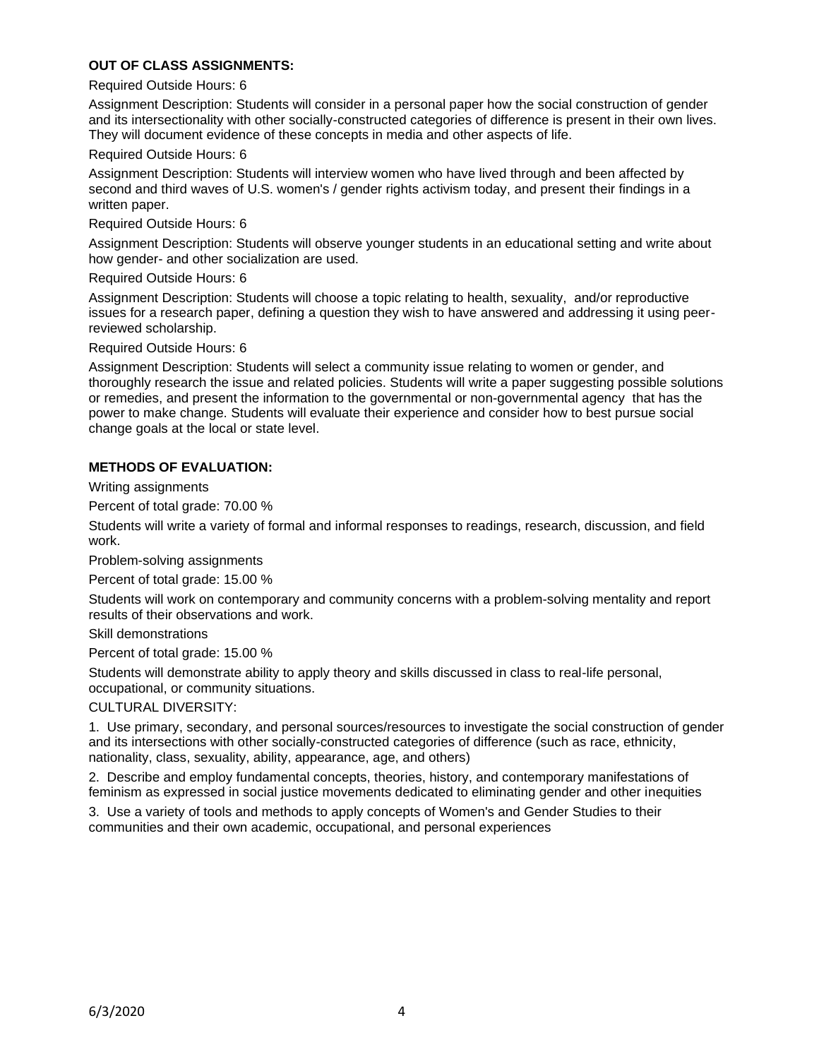**OUT OF CLASS ASSIGNMENTS:**

Required Outside Hours: 6

Assignment Description: Students will consider in a personal paper how the social construction of gender and its intersectionality with other socially-constructed categories of difference is present in their own lives. They will document evidence of these concepts in media and other aspects of life.

Required Outside Hours: 6

Assignment Description: Students will interview women who have lived through and been affected by second and third waves of U.S. women's / gender rights activism today, and present their findings in a written paper.

Required Outside Hours: 6

Assignment Description: Students will observe younger students in an educational setting and write about how gender- and other socialization are used.

Required Outside Hours: 6

Assignment Description: Students will choose a topic relating to health, sexuality, and/or reproductive issues for a research paper, defining a question they wish to have answered and addressing it using peer-reviewed scholarship.

Required Outside Hours: 6

Assignment Description: Students will select a community issue relating to women or gender, and thoroughly research the issue and related policies. Students will write a paper suggesting possible solutions or remedies, and present the information to the governmental or non-governmental agency that has the power to make change. Students will evaluate their experience and consider how to best pursue social change goals at the local or state level.

**METHODS OF EVALUATION:**

Writing assignments

Percent of total grade: 70.00 %

Students will write a variety of formal and informal responses to readings, research, discussion, and field work.

Problem-solving assignments

Percent of total grade: 15.00 %

Students will work on contemporary and community concerns with a problem-solving mentality and report results of their observations and work.

Skill demonstrations

Percent of total grade: 15.00 %

Students will demonstrate ability to apply theory and skills discussed in class to real-life personal, occupational, or community situations.

CULTURAL DIVERSITY:

1. Use primary, secondary, and personal sources/resources to investigate the social construction of gender and its intersections with other socially-constructed categories of difference (such as race, ethnicity, nationality, class, sexuality, ability, appearance, age, and others)

2. Describe and employ fundamental concepts, theories, history, and contemporary manifestations of feminism as expressed in social justice movements dedicated to eliminating gender and other inequities

3. Use a variety of tools and methods to apply concepts of Women's and Gender Studies to their communities and their own academic, occupational, and personal experiences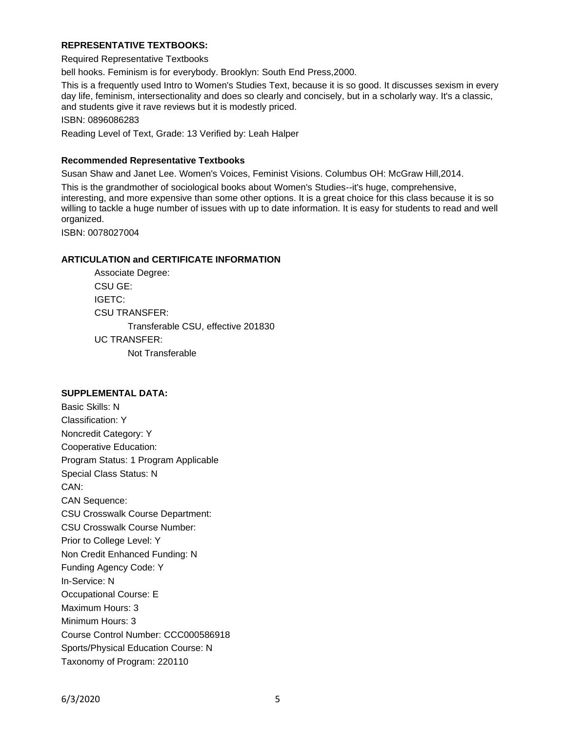**REPRESENTATIVE TEXTBOOKS:**

Required Representative Textbooks

bell hooks. Feminism is for everybody. Brooklyn: South End Press,2000.

This is a frequently used Intro to Women's Studies Text, because it is so good. It discusses sexism in every day life, feminism, intersectionality and does so clearly and concisely, but in a scholarly way. It's a classic, and students give it rave reviews but it is modestly priced.

ISBN: 0896086283

Reading Level of Text, Grade: 13 Verified by: Leah Halper

**Recommended Representative Textbooks**

Susan Shaw and Janet Lee. Women's Voices, Feminist Visions. Columbus OH: McGraw Hill,2014.

This is the grandmother of sociological books about Women's Studies--it's huge, comprehensive, interesting, and more expensive than some other options. It is a great choice for this class because it is so willing to tackle a huge number of issues with up to date information. It is easy for students to read and well organized.

ISBN: 0078027004

**ARTICULATION and CERTIFICATE INFORMATION**

Associate Degree:
CSU GE:
IGETC:
CSU TRANSFER:
  Transferable CSU, effective 201830
UC TRANSFER:
  Not Transferable

**SUPPLEMENTAL DATA:**

Basic Skills: N
Classification: Y
Noncredit Category: Y
Cooperative Education:
Program Status: 1 Program Applicable
Special Class Status: N
CAN:
CAN Sequence:
CSU Crosswalk Course Department:
CSU Crosswalk Course Number:
Prior to College Level: Y
Non Credit Enhanced Funding: N
Funding Agency Code: Y
In-Service: N
Occupational Course: E
Maximum Hours: 3
Minimum Hours: 3
Course Control Number: CCC000586918
Sports/Physical Education Course: N
Taxonomy of Program: 220110